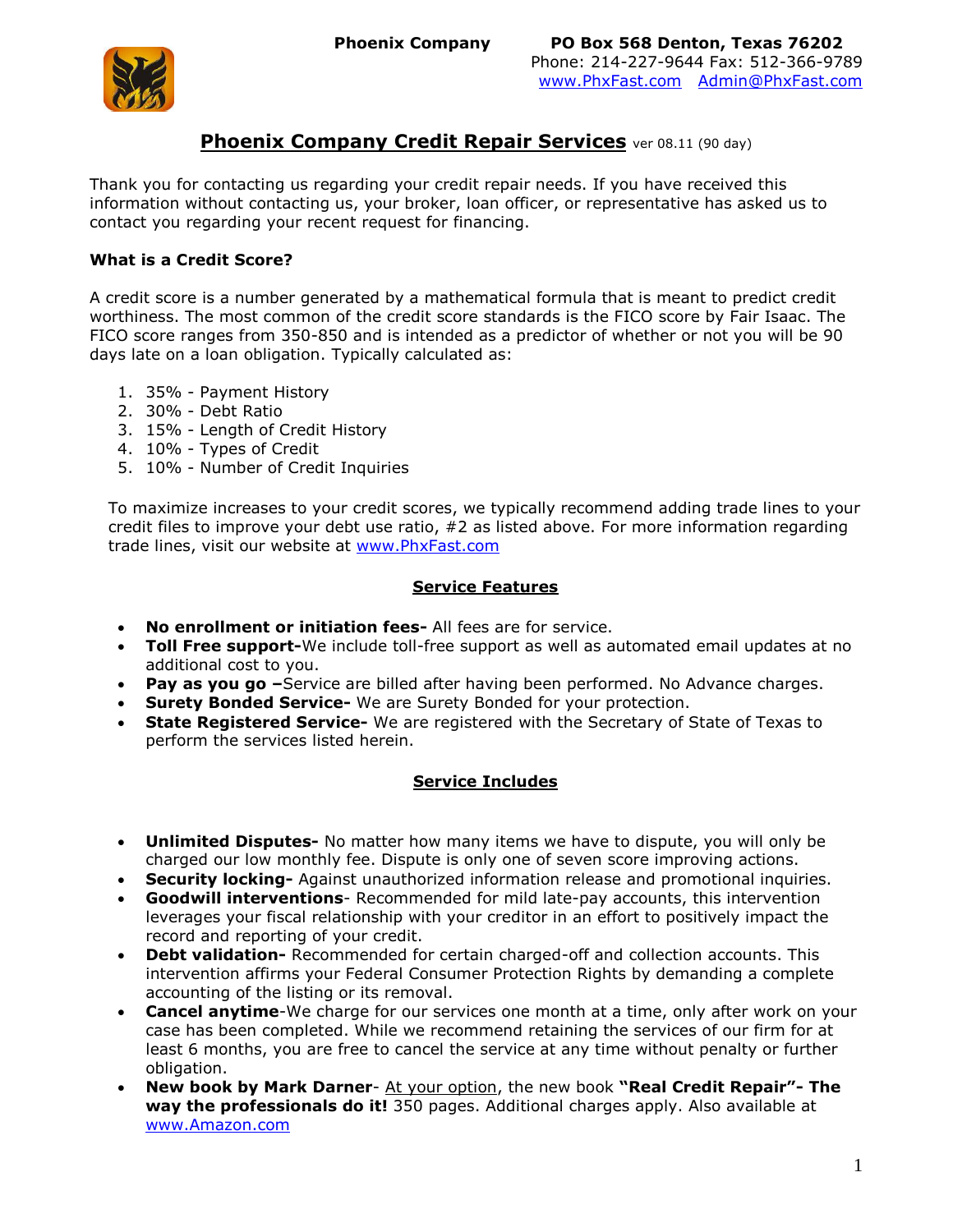**Phoenix Company** **PO Box 568 Denton, Texas 76202**
Phone: 214-227-9644 Fax: 512-366-9789
www.PhxFast.com Admin@PhxFast.com

# Phoenix Company Credit Repair Services ver 08.11 (90 day)

Thank you for contacting us regarding your credit repair needs. If you have received this information without contacting us, your broker, loan officer, or representative has asked us to contact you regarding your recent request for financing.

### What is a Credit Score?

A credit score is a number generated by a mathematical formula that is meant to predict credit worthiness. The most common of the credit score standards is the FICO score by Fair Isaac. The FICO score ranges from 350-850 and is intended as a predictor of whether or not you will be 90 days late on a loan obligation. Typically calculated as:

1. 35% - Payment History
2. 30% - Debt Ratio
3. 15% - Length of Credit History
4. 10% - Types of Credit
5. 10% - Number of Credit Inquiries

To maximize increases to your credit scores, we typically recommend adding trade lines to your credit files to improve your debt use ratio, #2 as listed above. For more information regarding trade lines, visit our website at www.PhxFast.com

## Service Features

- **No enrollment or initiation fees-** All fees are for service.
- **Toll Free support-**We include toll-free support as well as automated email updates at no additional cost to you.
- **Pay as you go –**Service are billed after having been performed. No Advance charges.
- **Surety Bonded Service-** We are Surety Bonded for your protection.
- **State Registered Service-** We are registered with the Secretary of State of Texas to perform the services listed herein.

## Service Includes

- **Unlimited Disputes-** No matter how many items we have to dispute, you will only be charged our low monthly fee. Dispute is only one of seven score improving actions.
- **Security locking-** Against unauthorized information release and promotional inquiries.
- **Goodwill interventions**- Recommended for mild late-pay accounts, this intervention leverages your fiscal relationship with your creditor in an effort to positively impact the record and reporting of your credit.
- **Debt validation-** Recommended for certain charged-off and collection accounts. This intervention affirms your Federal Consumer Protection Rights by demanding a complete accounting of the listing or its removal.
- **Cancel anytime**-We charge for our services one month at a time, only after work on your case has been completed. While we recommend retaining the services of our firm for at least 6 months, you are free to cancel the service at any time without penalty or further obligation.
- **New book by Mark Darner**- At your option, the new book **"Real Credit Repair"- The way the professionals do it!** 350 pages. Additional charges apply. Also available at www.Amazon.com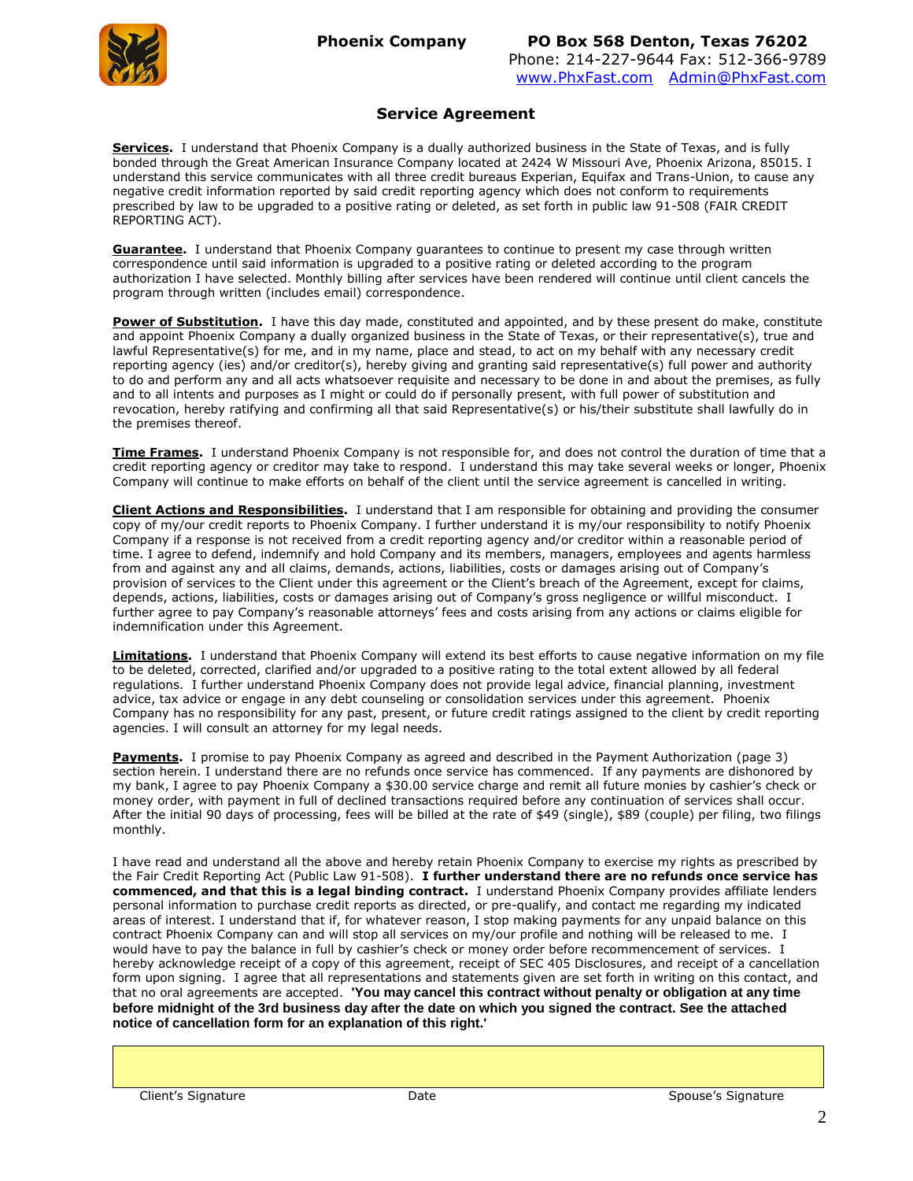**Phoenix Company** **PO Box 568 Denton, Texas 76202**
Phone: 214-227-9644 Fax: 512-366-9789
www.PhxFast.com Admin@PhxFast.com

## Service Agreement

**Services.** I understand that Phoenix Company is a dually authorized business in the State of Texas, and is fully bonded through the Great American Insurance Company located at 2424 W Missouri Ave, Phoenix Arizona, 85015. I understand this service communicates with all three credit bureaus Experian, Equifax and Trans-Union, to cause any negative credit information reported by said credit reporting agency which does not conform to requirements prescribed by law to be upgraded to a positive rating or deleted, as set forth in public law 91-508 (FAIR CREDIT REPORTING ACT).

**Guarantee.** I understand that Phoenix Company guarantees to continue to present my case through written correspondence until said information is upgraded to a positive rating or deleted according to the program authorization I have selected. Monthly billing after services have been rendered will continue until client cancels the program through written (includes email) correspondence.

**Power of Substitution.** I have this day made, constituted and appointed, and by these present do make, constitute and appoint Phoenix Company a dually organized business in the State of Texas, or their representative(s), true and lawful Representative(s) for me, and in my name, place and stead, to act on my behalf with any necessary credit reporting agency (ies) and/or creditor(s), hereby giving and granting said representative(s) full power and authority to do and perform any and all acts whatsoever requisite and necessary to be done in and about the premises, as fully and to all intents and purposes as I might or could do if personally present, with full power of substitution and revocation, hereby ratifying and confirming all that said Representative(s) or his/their substitute shall lawfully do in the premises thereof.

**Time Frames.** I understand Phoenix Company is not responsible for, and does not control the duration of time that a credit reporting agency or creditor may take to respond. I understand this may take several weeks or longer, Phoenix Company will continue to make efforts on behalf of the client until the service agreement is cancelled in writing.

**Client Actions and Responsibilities.** I understand that I am responsible for obtaining and providing the consumer copy of my/our credit reports to Phoenix Company. I further understand it is my/our responsibility to notify Phoenix Company if a response is not received from a credit reporting agency and/or creditor within a reasonable period of time. I agree to defend, indemnify and hold Company and its members, managers, employees and agents harmless from and against any and all claims, demands, actions, liabilities, costs or damages arising out of Company's provision of services to the Client under this agreement or the Client's breach of the Agreement, except for claims, depends, actions, liabilities, costs or damages arising out of Company's gross negligence or willful misconduct. I further agree to pay Company's reasonable attorneys' fees and costs arising from any actions or claims eligible for indemnification under this Agreement.

**Limitations.** I understand that Phoenix Company will extend its best efforts to cause negative information on my file to be deleted, corrected, clarified and/or upgraded to a positive rating to the total extent allowed by all federal regulations. I further understand Phoenix Company does not provide legal advice, financial planning, investment advice, tax advice or engage in any debt counseling or consolidation services under this agreement. Phoenix Company has no responsibility for any past, present, or future credit ratings assigned to the client by credit reporting agencies. I will consult an attorney for my legal needs.

**Payments.** I promise to pay Phoenix Company as agreed and described in the Payment Authorization (page 3) section herein. I understand there are no refunds once service has commenced. If any payments are dishonored by my bank, I agree to pay Phoenix Company a $30.00 service charge and remit all future monies by cashier's check or money order, with payment in full of declined transactions required before any continuation of services shall occur. After the initial 90 days of processing, fees will be billed at the rate of $49 (single), $89 (couple) per filing, two filings monthly.

I have read and understand all the above and hereby retain Phoenix Company to exercise my rights as prescribed by the Fair Credit Reporting Act (Public Law 91-508). **I further understand there are no refunds once service has commenced, and that this is a legal binding contract.** I understand Phoenix Company provides affiliate lenders personal information to purchase credit reports as directed, or pre-qualify, and contact me regarding my indicated areas of interest. I understand that if, for whatever reason, I stop making payments for any unpaid balance on this contract Phoenix Company can and will stop all services on my/our profile and nothing will be released to me. I would have to pay the balance in full by cashier's check or money order before recommencement of services. I hereby acknowledge receipt of a copy of this agreement, receipt of SEC 405 Disclosures, and receipt of a cancellation form upon signing. I agree that all representations and statements given are set forth in writing on this contact, and that no oral agreements are accepted. **'You may cancel this contract without penalty or obligation at any time before midnight of the 3rd business day after the date on which you signed the contract. See the attached notice of cancellation form for an explanation of this right.'**

| Client's Signature | Date | Spouse's Signature |
|---|---|---|
| | | |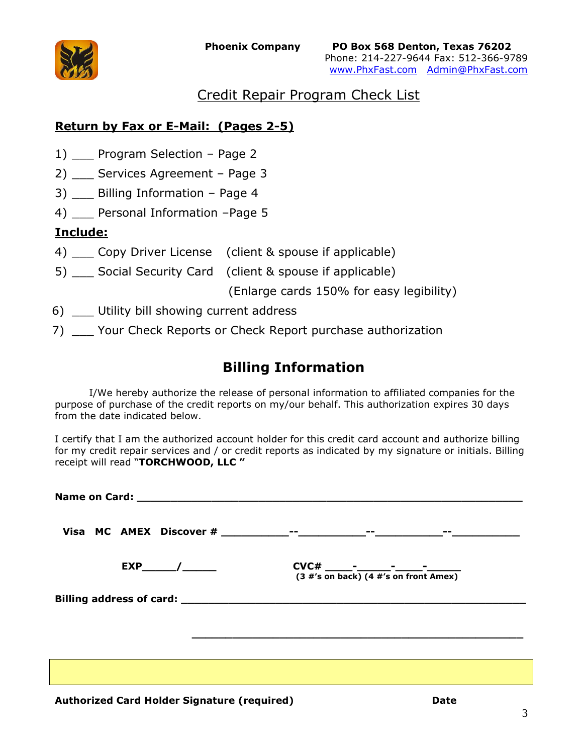**Phoenix Company** **PO Box 568 Denton, Texas 76202**
Phone: 214-227-9644 Fax: 512-366-9789
www.PhxFast.com Admin@PhxFast.com

## Credit Repair Program Check List

**Return by Fax or E-Mail: (Pages 2-5)**

1) ___ Program Selection – Page 2
2) ___ Services Agreement – Page 3
3) ___ Billing Information – Page 4
4) ___ Personal Information –Page 5

**Include:**

4) ___ Copy Driver License (client & spouse if applicable)
5) ___ Social Security Card (client & spouse if applicable)
(Enlarge cards 150% for easy legibility)
6) ___ Utility bill showing current address
7) ___ Your Check Reports or Check Report purchase authorization

## Billing Information

I/We hereby authorize the release of personal information to affiliated companies for the purpose of purchase of the credit reports on my/our behalf. This authorization expires 30 days from the date indicated below.

I certify that I am the authorized account holder for this credit card account and authorize billing for my credit repair services and / or credit reports as indicated by my signature or initials. Billing receipt will read "**TORCHWOOD, LLC "**

**Name on Card:** ____________________________________________________________

**Visa MC AMEX Discover #** __________--__________--__________--__________

**EXP**_____/_____ **CVC#** ____-_____-____-_____
**(3 #'s on back) (4 #'s on front Amex)**

**Billing address of card:** ______________________________________________________

______________________________________________________

**Authorized Card Holder Signature (required)** **Date**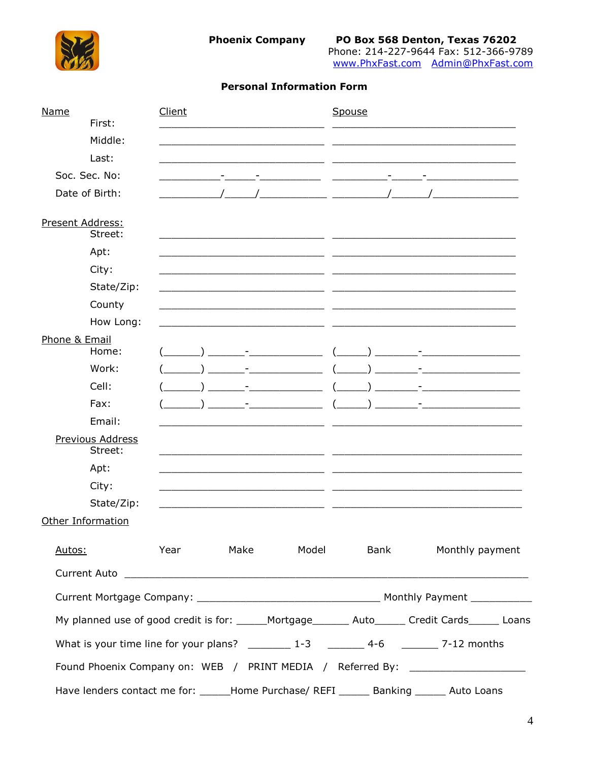**Phoenix Company** **PO Box 568 Denton, Texas 76202**
Phone: 214-227-9644 Fax: 512-366-9789
www.PhxFast.com Admin@PhxFast.com

## Personal Information Form

| Name | Client | Spouse |
|---|---|---|
| First: | ___________________________ | ______________________________ |
| Middle: | ___________________________ | ______________________________ |
| Last: | ___________________________ | ______________________________ |
| Soc. Sec. No: | _________-_____-_________ | _________-_____-______________ |
| Date of Birth: | _________/_____/__________ | _________/______/_____________ |
| **Present Address:** | | |
| Street: | ___________________________ | ______________________________ |
| Apt: | ___________________________ | ______________________________ |
| City: | ___________________________ | ______________________________ |
| State/Zip: | ___________________________ | ______________________________ |
| County | ___________________________ | ______________________________ |
| How Long: | ___________________________ | ______________________________ |
| **Phone & Email** | | |
| Home: | (______) ______-___________ | (_____) _______-_______________ |
| Work: | (______) ______-___________ | (_____) _______-_______________ |
| Cell: | (______) ______-___________ | (_____) _______-_______________ |
| Fax: | (______) ______-___________ | (_____) _______-_______________ |
| Email: | ___________________________ | _______________________________ |
| **Previous Address** | | |
| Street: | ___________________________ | _______________________________ |
| Apt: | ___________________________ | _______________________________ |
| City: | ___________________________ | _______________________________ |
| State/Zip: | ___________________________ | _______________________________ |

**Other Information**

| Autos: | Year | Make | Model | Bank | Monthly payment |
|---|---|---|---|---|---|

Current Auto ___________________________________________________________________

Current Mortgage Company: ______________________________ Monthly Payment __________

My planned use of good credit is for: _____Mortgage______ Auto_____ Credit Cards_____ Loans

What is your time line for your plans? _______ 1-3 _______ 4-6 _______ 7-12 months

Found Phoenix Company on: WEB / PRINT MEDIA / Referred By: ___________________

Have lenders contact me for: _____Home Purchase/ REFI _____ Banking _____ Auto Loans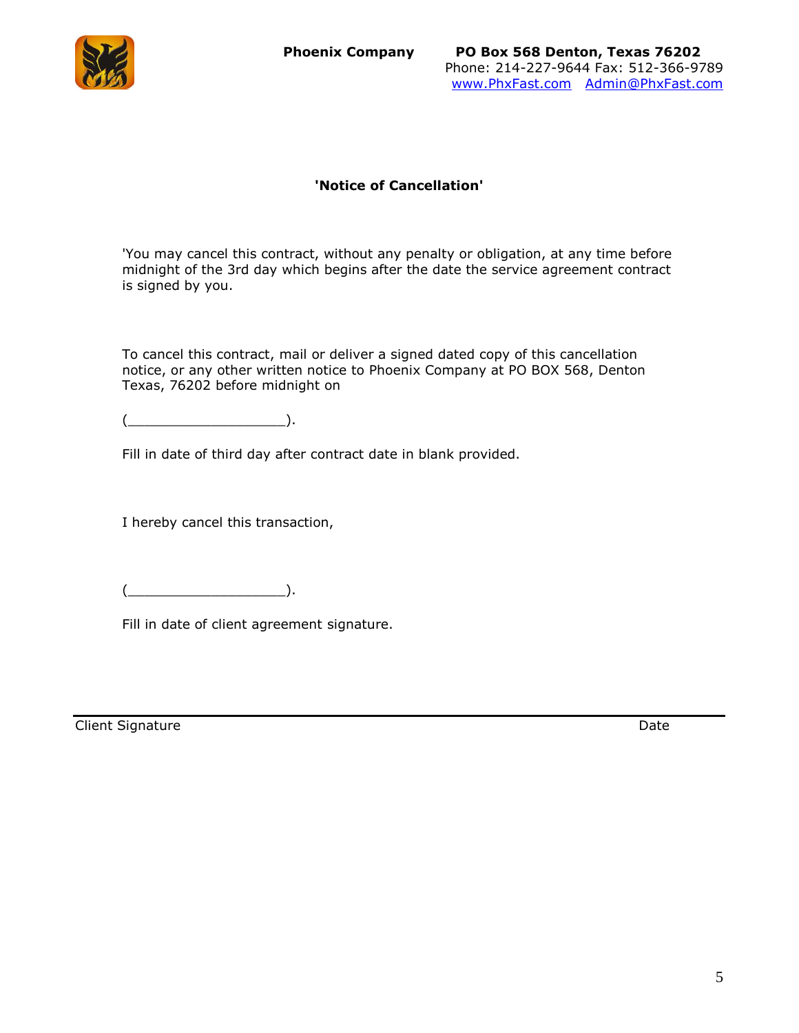**Phoenix Company** **PO Box 568 Denton, Texas 76202**
Phone: 214-227-9644 Fax: 512-366-9789
www.PhxFast.com Admin@PhxFast.com

**'Notice of Cancellation'**

'You may cancel this contract, without any penalty or obligation, at any time before midnight of the 3rd day which begins after the date the service agreement contract is signed by you.

To cancel this contract, mail or deliver a signed dated copy of this cancellation notice, or any other written notice to Phoenix Company at PO BOX 568, Denton Texas, 76202 before midnight on

(___________________).

Fill in date of third day after contract date in blank provided.

I hereby cancel this transaction,

(___________________).

Fill in date of client agreement signature.

Client Signature Date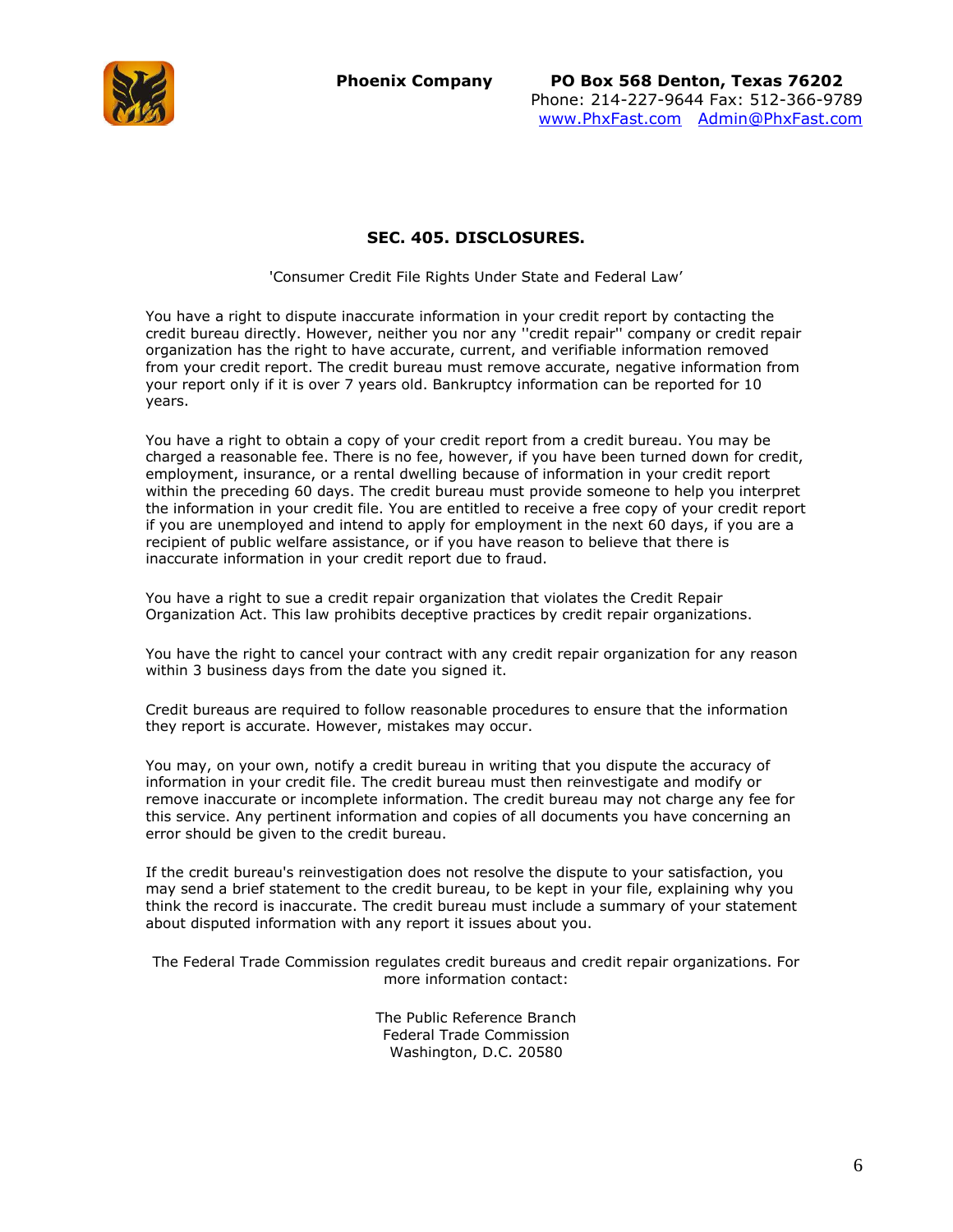**Phoenix Company** **PO Box 568 Denton, Texas 76202**
Phone: 214-227-9644 Fax: 512-366-9789
www.PhxFast.com Admin@PhxFast.com

## SEC. 405. DISCLOSURES.

'Consumer Credit File Rights Under State and Federal Law'

You have a right to dispute inaccurate information in your credit report by contacting the credit bureau directly. However, neither you nor any ''credit repair'' company or credit repair organization has the right to have accurate, current, and verifiable information removed from your credit report. The credit bureau must remove accurate, negative information from your report only if it is over 7 years old. Bankruptcy information can be reported for 10 years.

You have a right to obtain a copy of your credit report from a credit bureau. You may be charged a reasonable fee. There is no fee, however, if you have been turned down for credit, employment, insurance, or a rental dwelling because of information in your credit report within the preceding 60 days. The credit bureau must provide someone to help you interpret the information in your credit file. You are entitled to receive a free copy of your credit report if you are unemployed and intend to apply for employment in the next 60 days, if you are a recipient of public welfare assistance, or if you have reason to believe that there is inaccurate information in your credit report due to fraud.

You have a right to sue a credit repair organization that violates the Credit Repair Organization Act. This law prohibits deceptive practices by credit repair organizations.

You have the right to cancel your contract with any credit repair organization for any reason within 3 business days from the date you signed it.

Credit bureaus are required to follow reasonable procedures to ensure that the information they report is accurate. However, mistakes may occur.

You may, on your own, notify a credit bureau in writing that you dispute the accuracy of information in your credit file. The credit bureau must then reinvestigate and modify or remove inaccurate or incomplete information. The credit bureau may not charge any fee for this service. Any pertinent information and copies of all documents you have concerning an error should be given to the credit bureau.

If the credit bureau's reinvestigation does not resolve the dispute to your satisfaction, you may send a brief statement to the credit bureau, to be kept in your file, explaining why you think the record is inaccurate. The credit bureau must include a summary of your statement about disputed information with any report it issues about you.

The Federal Trade Commission regulates credit bureaus and credit repair organizations. For more information contact:

The Public Reference Branch
Federal Trade Commission
Washington, D.C. 20580